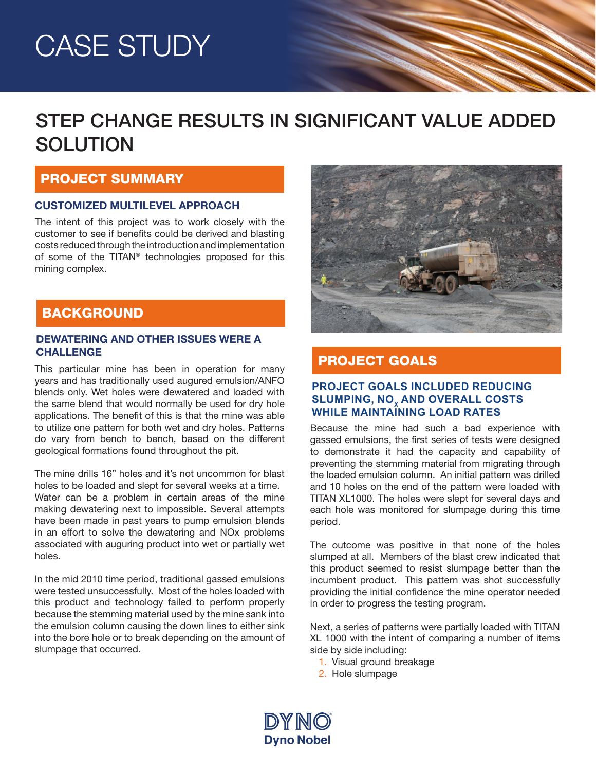# CASE STUDY

## STEP CHANGE RESULTS IN SIGNIFICANT VALUE ADDED SOLUTION

## PROJECT SUMMARY

### CUSTOMIZED MULTILEVEL APPROACH

The intent of this project was to work closely with the customer to see if benefits could be derived and blasting costs reduced through the introduction and implementation of some of the TITAN® technologies proposed for this mining complex.

## BACKGROUND

### DEWATERING AND OTHER ISSUES WERE A CHALLENGE

This particular mine has been in operation for many years and has traditionally used augured emulsion/ANFO blends only. Wet holes were dewatered and loaded with the same blend that would normally be used for dry hole applications. The benefit of this is that the mine was able to utilize one pattern for both wet and dry holes. Patterns do vary from bench to bench, based on the different geological formations found throughout the pit.

The mine drills 16" holes and it's not uncommon for blast holes to be loaded and slept for several weeks at a time. Water can be a problem in certain areas of the mine making dewatering next to impossible. Several attempts have been made in past years to pump emulsion blends in an effort to solve the dewatering and NOx problems associated with auguring product into wet or partially wet holes.

In the mid 2010 time period, traditional gassed emulsions were tested unsuccessfully. Most of the holes loaded with this product and technology failed to perform properly because the stemming material used by the mine sank into the emulsion column causing the down lines to either sink into the bore hole or to break depending on the amount of slumpage that occurred.

## PROJECT GOALS

### PROJECT GOALS INCLUDED REDUCING SLUMPING, $NO_x$ AND OVERALL COSTS WHILE MAINTAINING LOAD RATES

Because the mine had such a bad experience with gassed emulsions, the first series of tests were designed to demonstrate it had the capacity and capability of preventing the stemming material from migrating through the loaded emulsion column. An initial pattern was drilled and 10 holes on the end of the pattern were loaded with TITAN XL1000. The holes were slept for several days and each hole was monitored for slumpage during this time period.

The outcome was positive in that none of the holes slumped at all. Members of the blast crew indicated that this product seemed to resist slumpage better than the incumbent product. This pattern was shot successfully providing the initial confidence the mine operator needed in order to progress the testing program.

Next, a series of patterns were partially loaded with TITAN XL 1000 with the intent of comparing a number of items side by side including:

1. Visual ground breakage
2. Hole slumpage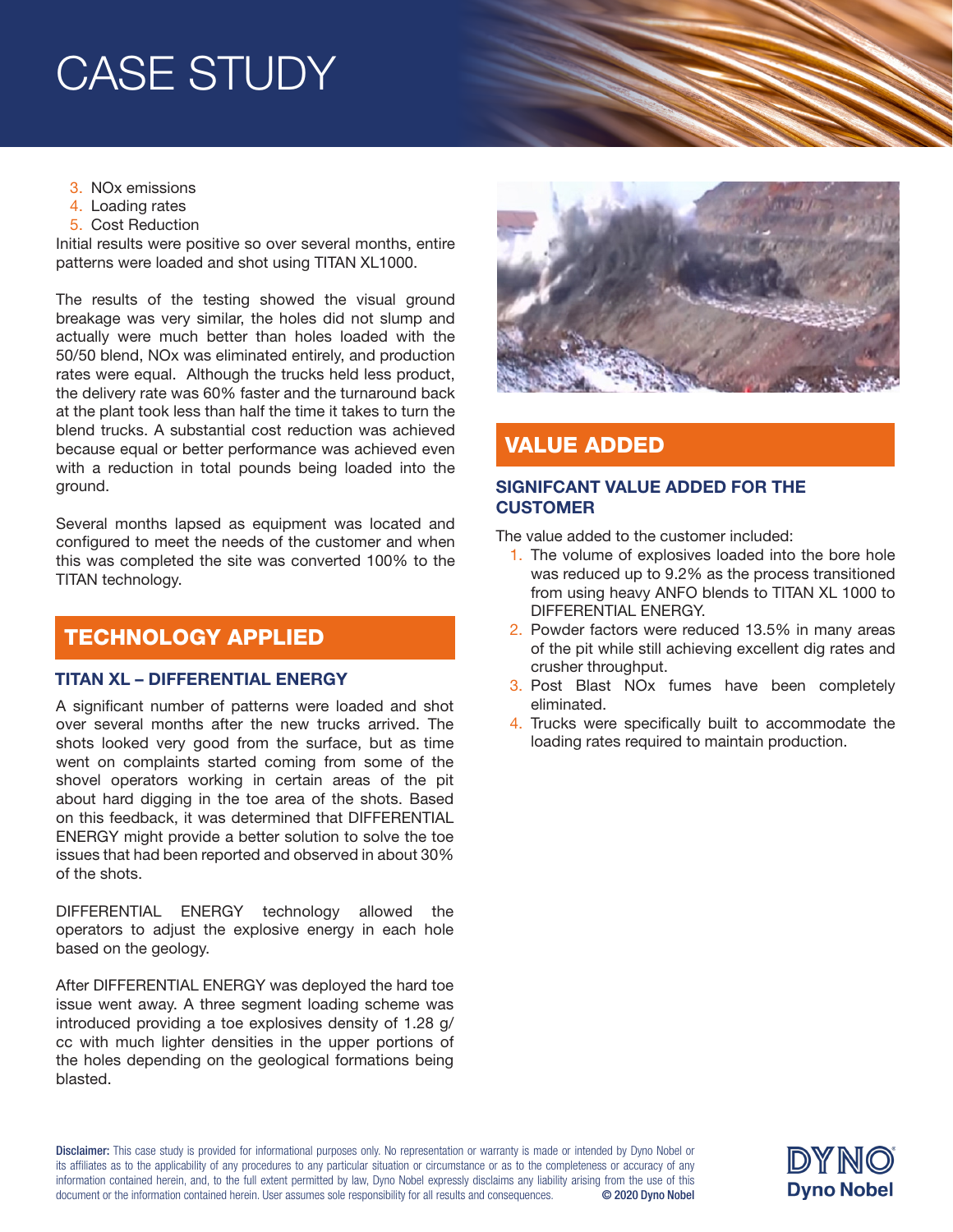3. NOx emissions
4. Loading rates
5. Cost Reduction

Initial results were positive so over several months, entire patterns were loaded and shot using TITAN XL1000.

The results of the testing showed the visual ground breakage was very similar, the holes did not slump and actually were much better than holes loaded with the 50/50 blend, NOx was eliminated entirely, and production rates were equal. Although the trucks held less product, the delivery rate was 60% faster and the turnaround back at the plant took less than half the time it takes to turn the blend trucks. A substantial cost reduction was achieved because equal or better performance was achieved even with a reduction in total pounds being loaded into the ground.

Several months lapsed as equipment was located and configured to meet the needs of the customer and when this was completed the site was converted 100% to the TITAN technology.

## TECHNOLOGY APPLIED

### TITAN XL – DIFFERENTIAL ENERGY

A significant number of patterns were loaded and shot over several months after the new trucks arrived. The shots looked very good from the surface, but as time went on complaints started coming from some of the shovel operators working in certain areas of the pit about hard digging in the toe area of the shots. Based on this feedback, it was determined that DIFFERENTIAL ENERGY might provide a better solution to solve the toe issues that had been reported and observed in about 30% of the shots.

DIFFERENTIAL ENERGY technology allowed the operators to adjust the explosive energy in each hole based on the geology.

After DIFFERENTIAL ENERGY was deployed the hard toe issue went away. A three segment loading scheme was introduced providing a toe explosives density of 1.28 g/cc with much lighter densities in the upper portions of the holes depending on the geological formations being blasted.

## VALUE ADDED

### SIGNIFCANT VALUE ADDED FOR THE CUSTOMER

The value added to the customer included:

1. The volume of explosives loaded into the bore hole was reduced up to 9.2% as the process transitioned from using heavy ANFO blends to TITAN XL 1000 to DIFFERENTIAL ENERGY.
2. Powder factors were reduced 13.5% in many areas of the pit while still achieving excellent dig rates and crusher throughput.
3. Post Blast NOx fumes have been completely eliminated.
4. Trucks were specifically built to accommodate the loading rates required to maintain production.

**Disclaimer:** This case study is provided for informational purposes only. No representation or warranty is made or intended by Dyno Nobel or its affiliates as to the applicability of any procedures to any particular situation or circumstance or as to the completeness or accuracy of any information contained herein, and, to the full extent permitted by law, Dyno Nobel expressly disclaims any liability arising from the use of this document or the information contained herein. User assumes sole responsibility for all results and consequences. **© 2020 Dyno Nobel**